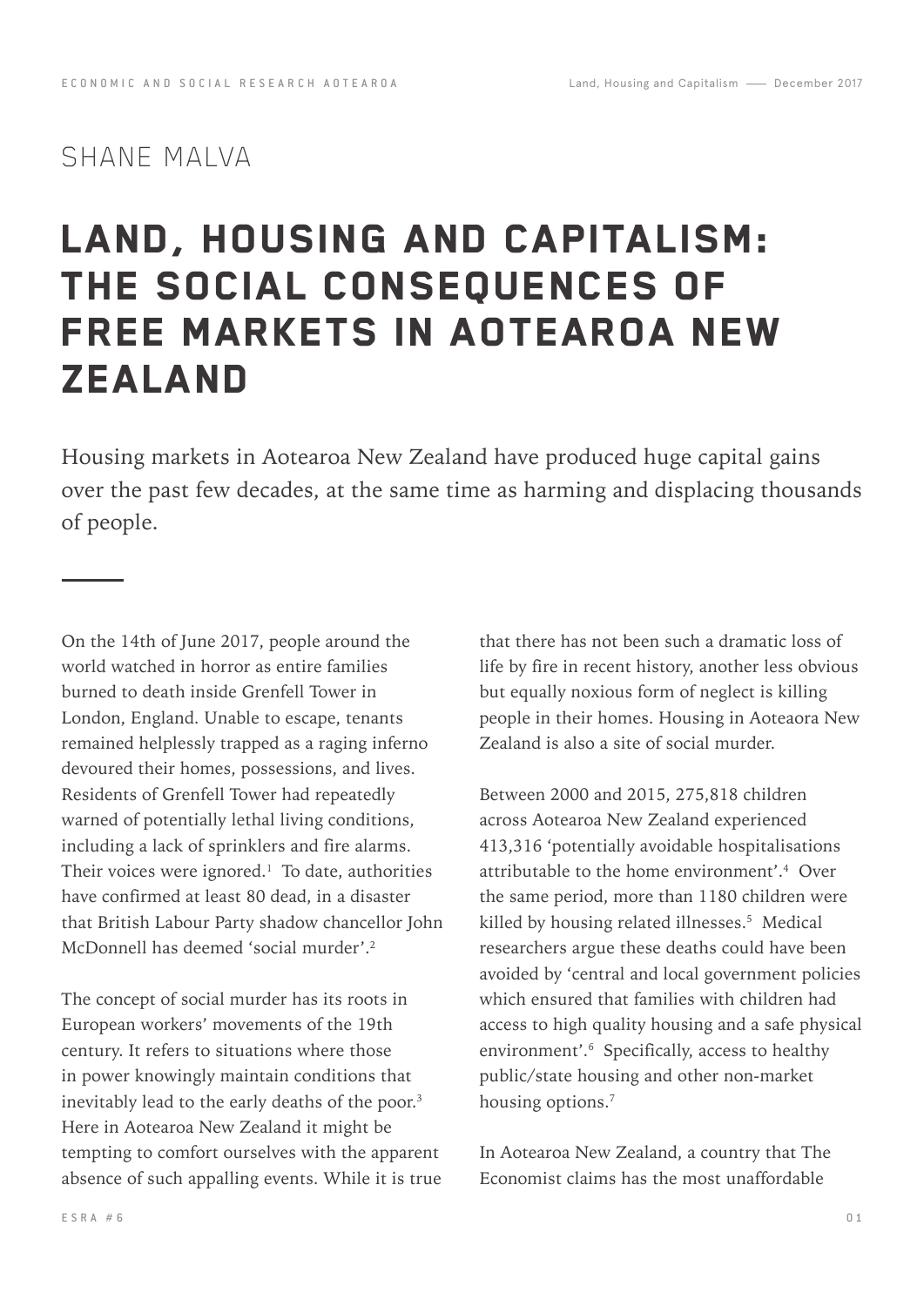SHANE MALVA

# LAND, HOUSING AND CAPITALISM: THE SOCIAL CONSEQUENCES OF FREE MARKETS IN AOTEAROA NEW ZEALAND

Housing markets in Aotearoa New Zealand have produced huge capital gains over the past few decades, at the same time as harming and displacing thousands of people.

---

On the 14th of June 2017, people around the world watched in horror as entire families burned to death inside Grenfell Tower in London, England. Unable to escape, tenants remained helplessly trapped as a raging inferno devoured their homes, possessions, and lives. Residents of Grenfell Tower had repeatedly warned of potentially lethal living conditions, including a lack of sprinklers and fire alarms. Their voices were ignored.[1] To date, authorities have confirmed at least 80 dead, in a disaster that British Labour Party shadow chancellor John McDonnell has deemed 'social murder'.[2]

The concept of social murder has its roots in European workers' movements of the 19th century. It refers to situations where those in power knowingly maintain conditions that inevitably lead to the early deaths of the poor.[3] Here in Aotearoa New Zealand it might be tempting to comfort ourselves with the apparent absence of such appalling events. While it is true that there has not been such a dramatic loss of life by fire in recent history, another less obvious but equally noxious form of neglect is killing people in their homes. Housing in Aoteaora New Zealand is also a site of social murder.

Between 2000 and 2015, 275,818 children across Aotearoa New Zealand experienced 413,316 'potentially avoidable hospitalisations attributable to the home environment'.[4] Over the same period, more than 1180 children were killed by housing related illnesses.[5] Medical researchers argue these deaths could have been avoided by 'central and local government policies which ensured that families with children had access to high quality housing and a safe physical environment'.[6] Specifically, access to healthy public/state housing and other non-market housing options.[7]

In Aotearoa New Zealand, a country that The Economist claims has the most unaffordable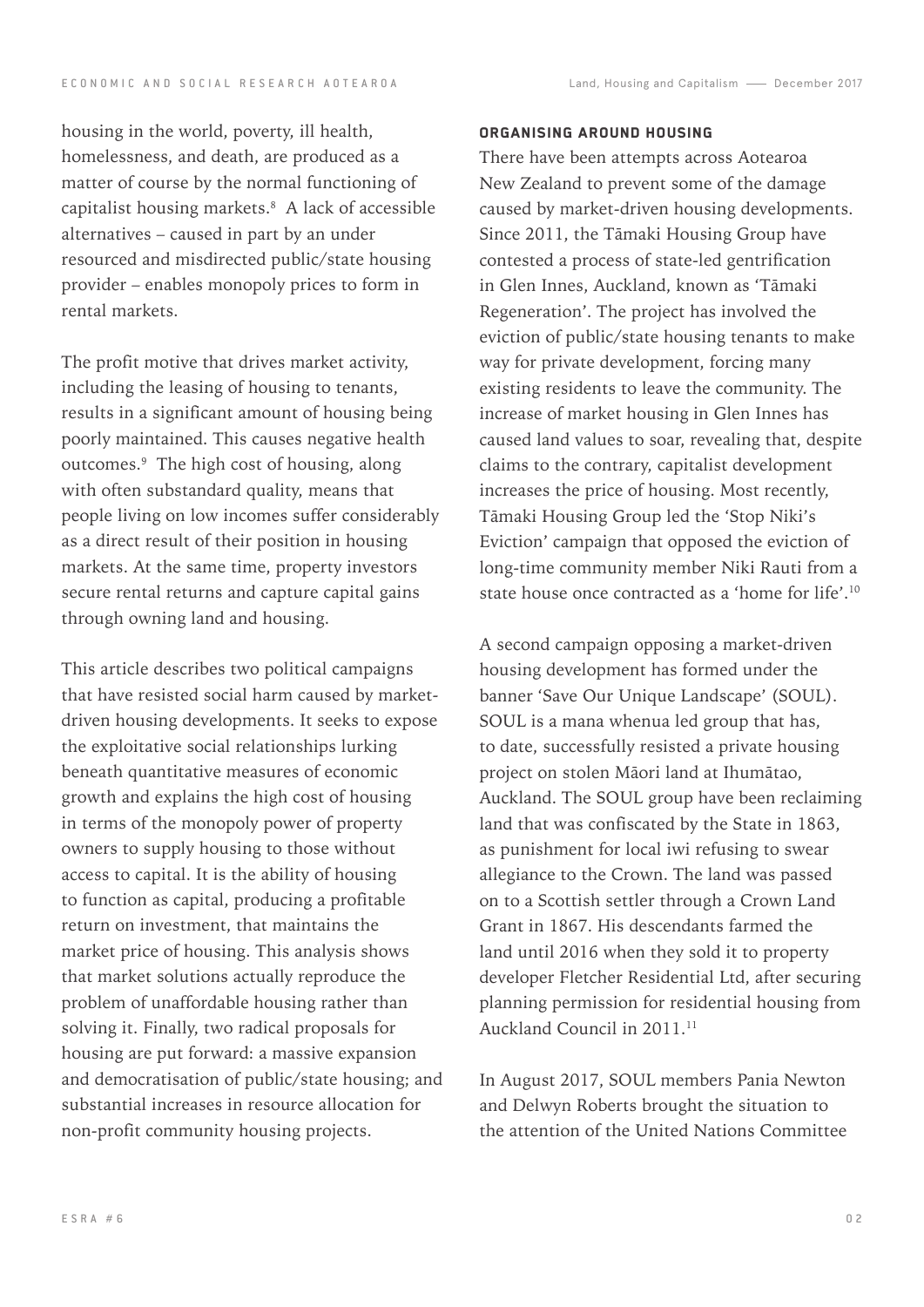housing in the world, poverty, ill health, homelessness, and death, are produced as a matter of course by the normal functioning of capitalist housing markets.[8] A lack of accessible alternatives – caused in part by an under resourced and misdirected public/state housing provider – enables monopoly prices to form in rental markets.

The profit motive that drives market activity, including the leasing of housing to tenants, results in a significant amount of housing being poorly maintained. This causes negative health outcomes.[9] The high cost of housing, along with often substandard quality, means that people living on low incomes suffer considerably as a direct result of their position in housing markets. At the same time, property investors secure rental returns and capture capital gains through owning land and housing.

This article describes two political campaigns that have resisted social harm caused by market-driven housing developments. It seeks to expose the exploitative social relationships lurking beneath quantitative measures of economic growth and explains the high cost of housing in terms of the monopoly power of property owners to supply housing to those without access to capital. It is the ability of housing to function as capital, producing a profitable return on investment, that maintains the market price of housing. This analysis shows that market solutions actually reproduce the problem of unaffordable housing rather than solving it. Finally, two radical proposals for housing are put forward: a massive expansion and democratisation of public/state housing; and substantial increases in resource allocation for non-profit community housing projects.

## ORGANISING AROUND HOUSING

There have been attempts across Aotearoa New Zealand to prevent some of the damage caused by market-driven housing developments. Since 2011, the Tāmaki Housing Group have contested a process of state-led gentrification in Glen Innes, Auckland, known as 'Tāmaki Regeneration'. The project has involved the eviction of public/state housing tenants to make way for private development, forcing many existing residents to leave the community. The increase of market housing in Glen Innes has caused land values to soar, revealing that, despite claims to the contrary, capitalist development increases the price of housing. Most recently, Tāmaki Housing Group led the 'Stop Niki's Eviction' campaign that opposed the eviction of long-time community member Niki Rauti from a state house once contracted as a 'home for life'.[10]

A second campaign opposing a market-driven housing development has formed under the banner 'Save Our Unique Landscape' (SOUL). SOUL is a mana whenua led group that has, to date, successfully resisted a private housing project on stolen Māori land at Ihumātao, Auckland. The SOUL group have been reclaiming land that was confiscated by the State in 1863, as punishment for local iwi refusing to swear allegiance to the Crown. The land was passed on to a Scottish settler through a Crown Land Grant in 1867. His descendants farmed the land until 2016 when they sold it to property developer Fletcher Residential Ltd, after securing planning permission for residential housing from Auckland Council in 2011.[11]

In August 2017, SOUL members Pania Newton and Delwyn Roberts brought the situation to the attention of the United Nations Committee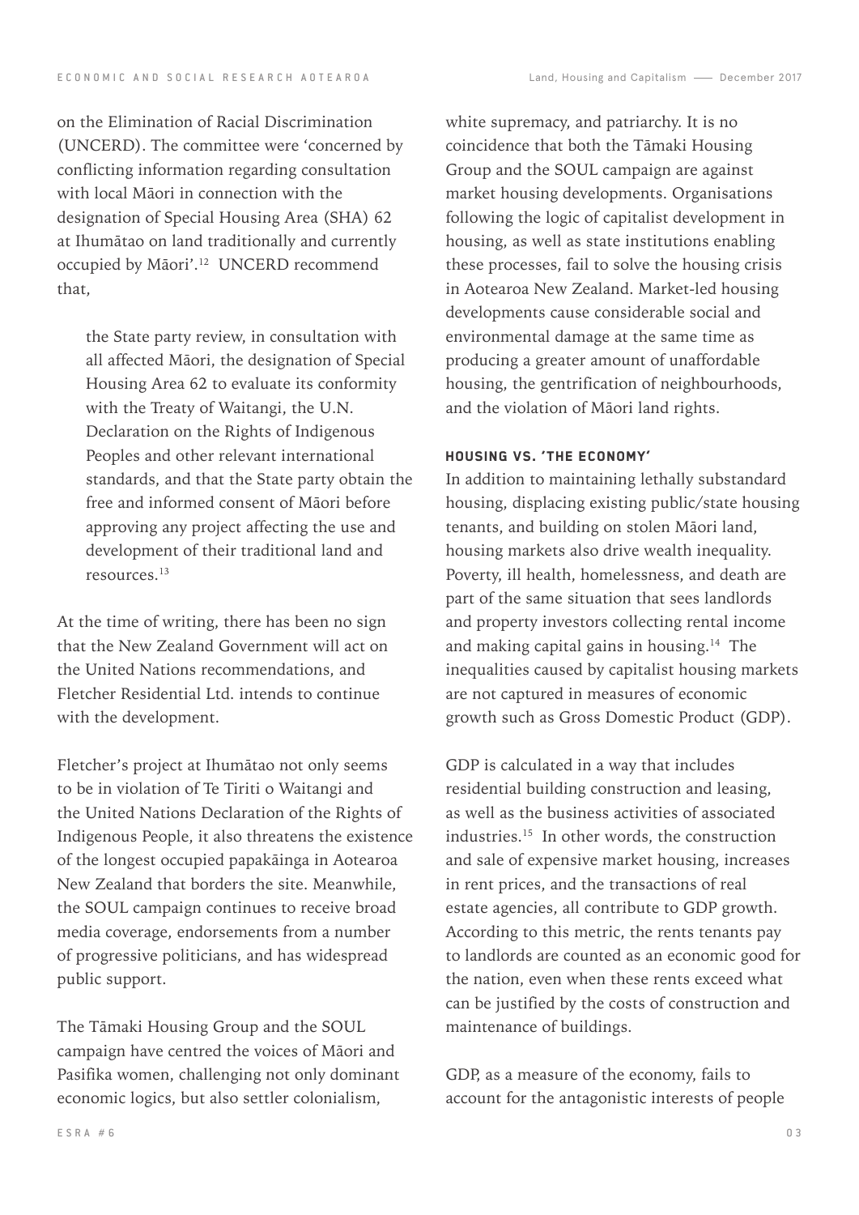on the Elimination of Racial Discrimination (UNCERD). The committee were 'concerned by conflicting information regarding consultation with local Māori in connection with the designation of Special Housing Area (SHA) 62 at Ihumātao on land traditionally and currently occupied by Māori'.[12] UNCERD recommend that,

> the State party review, in consultation with all affected Māori, the designation of Special Housing Area 62 to evaluate its conformity with the Treaty of Waitangi, the U.N. Declaration on the Rights of Indigenous Peoples and other relevant international standards, and that the State party obtain the free and informed consent of Māori before approving any project affecting the use and development of their traditional land and resources.[13]

At the time of writing, there has been no sign that the New Zealand Government will act on the United Nations recommendations, and Fletcher Residential Ltd. intends to continue with the development.

Fletcher's project at Ihumātao not only seems to be in violation of Te Tiriti o Waitangi and the United Nations Declaration of the Rights of Indigenous People, it also threatens the existence of the longest occupied papakāinga in Aotearoa New Zealand that borders the site. Meanwhile, the SOUL campaign continues to receive broad media coverage, endorsements from a number of progressive politicians, and has widespread public support.

The Tāmaki Housing Group and the SOUL campaign have centred the voices of Māori and Pasifika women, challenging not only dominant economic logics, but also settler colonialism, white supremacy, and patriarchy. It is no coincidence that both the Tāmaki Housing Group and the SOUL campaign are against market housing developments. Organisations following the logic of capitalist development in housing, as well as state institutions enabling these processes, fail to solve the housing crisis in Aotearoa New Zealand. Market-led housing developments cause considerable social and environmental damage at the same time as producing a greater amount of unaffordable housing, the gentrification of neighbourhoods, and the violation of Māori land rights.

#### HOUSING VS. 'THE ECONOMY'

In addition to maintaining lethally substandard housing, displacing existing public/state housing tenants, and building on stolen Māori land, housing markets also drive wealth inequality. Poverty, ill health, homelessness, and death are part of the same situation that sees landlords and property investors collecting rental income and making capital gains in housing.[14] The inequalities caused by capitalist housing markets are not captured in measures of economic growth such as Gross Domestic Product (GDP).

GDP is calculated in a way that includes residential building construction and leasing, as well as the business activities of associated industries.[15] In other words, the construction and sale of expensive market housing, increases in rent prices, and the transactions of real estate agencies, all contribute to GDP growth. According to this metric, the rents tenants pay to landlords are counted as an economic good for the nation, even when these rents exceed what can be justified by the costs of construction and maintenance of buildings.

GDP, as a measure of the economy, fails to account for the antagonistic interests of people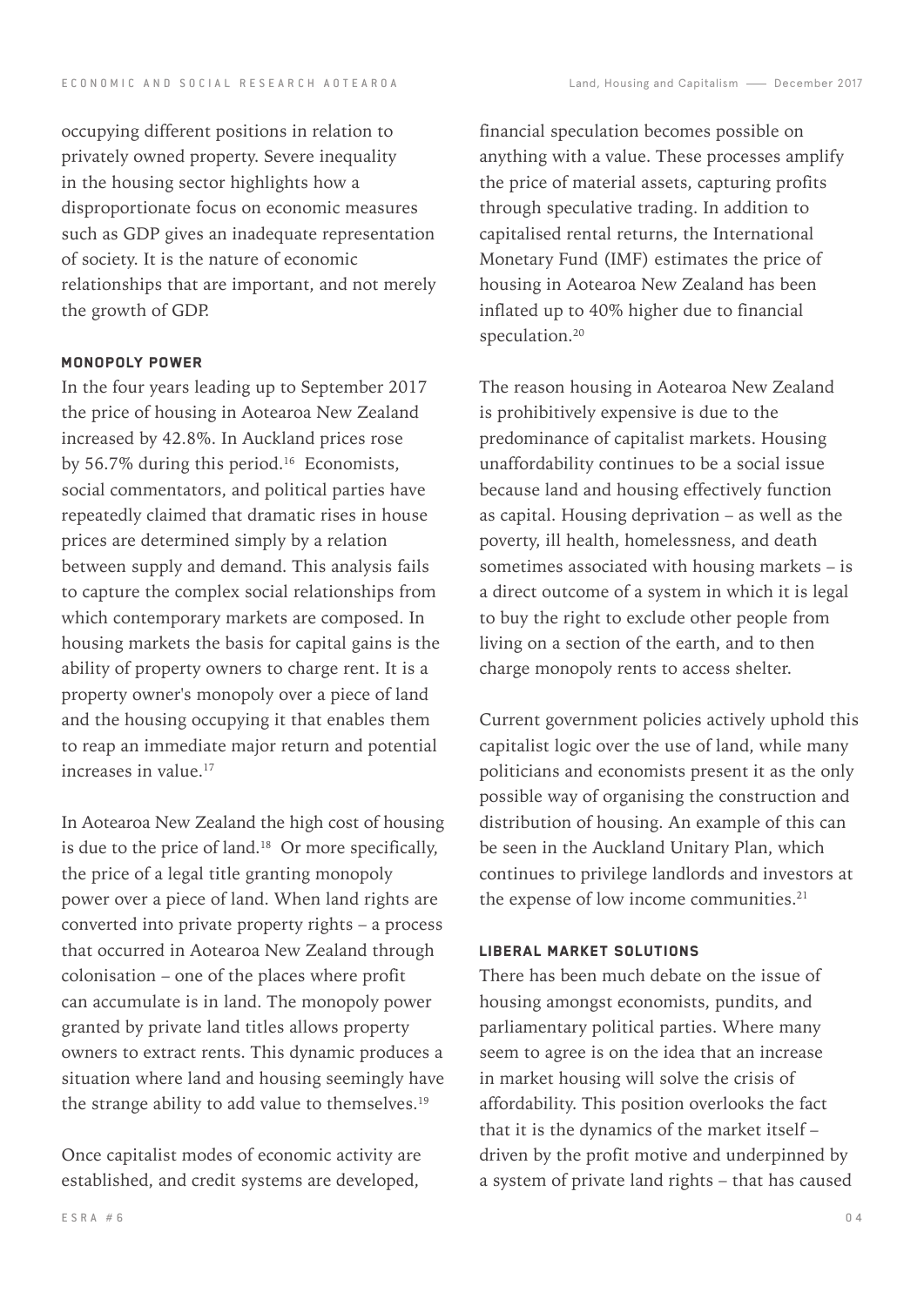occupying different positions in relation to privately owned property. Severe inequality in the housing sector highlights how a disproportionate focus on economic measures such as GDP gives an inadequate representation of society. It is the nature of economic relationships that are important, and not merely the growth of GDP.

### MONOPOLY POWER

In the four years leading up to September 2017 the price of housing in Aotearoa New Zealand increased by 42.8%. In Auckland prices rose by 56.7% during this period.[16] Economists, social commentators, and political parties have repeatedly claimed that dramatic rises in house prices are determined simply by a relation between supply and demand. This analysis fails to capture the complex social relationships from which contemporary markets are composed. In housing markets the basis for capital gains is the ability of property owners to charge rent. It is a property owner's monopoly over a piece of land and the housing occupying it that enables them to reap an immediate major return and potential increases in value.[17]

In Aotearoa New Zealand the high cost of housing is due to the price of land.[18] Or more specifically, the price of a legal title granting monopoly power over a piece of land. When land rights are converted into private property rights – a process that occurred in Aotearoa New Zealand through colonisation – one of the places where profit can accumulate is in land. The monopoly power granted by private land titles allows property owners to extract rents. This dynamic produces a situation where land and housing seemingly have the strange ability to add value to themselves.[19]

Once capitalist modes of economic activity are established, and credit systems are developed, financial speculation becomes possible on anything with a value. These processes amplify the price of material assets, capturing profits through speculative trading. In addition to capitalised rental returns, the International Monetary Fund (IMF) estimates the price of housing in Aotearoa New Zealand has been inflated up to 40% higher due to financial speculation.[20]

The reason housing in Aotearoa New Zealand is prohibitively expensive is due to the predominance of capitalist markets. Housing unaffordability continues to be a social issue because land and housing effectively function as capital. Housing deprivation – as well as the poverty, ill health, homelessness, and death sometimes associated with housing markets – is a direct outcome of a system in which it is legal to buy the right to exclude other people from living on a section of the earth, and to then charge monopoly rents to access shelter.

Current government policies actively uphold this capitalist logic over the use of land, while many politicians and economists present it as the only possible way of organising the construction and distribution of housing. An example of this can be seen in the Auckland Unitary Plan, which continues to privilege landlords and investors at the expense of low income communities.[21]

### LIBERAL MARKET SOLUTIONS

There has been much debate on the issue of housing amongst economists, pundits, and parliamentary political parties. Where many seem to agree is on the idea that an increase in market housing will solve the crisis of affordability. This position overlooks the fact that it is the dynamics of the market itself – driven by the profit motive and underpinned by a system of private land rights – that has caused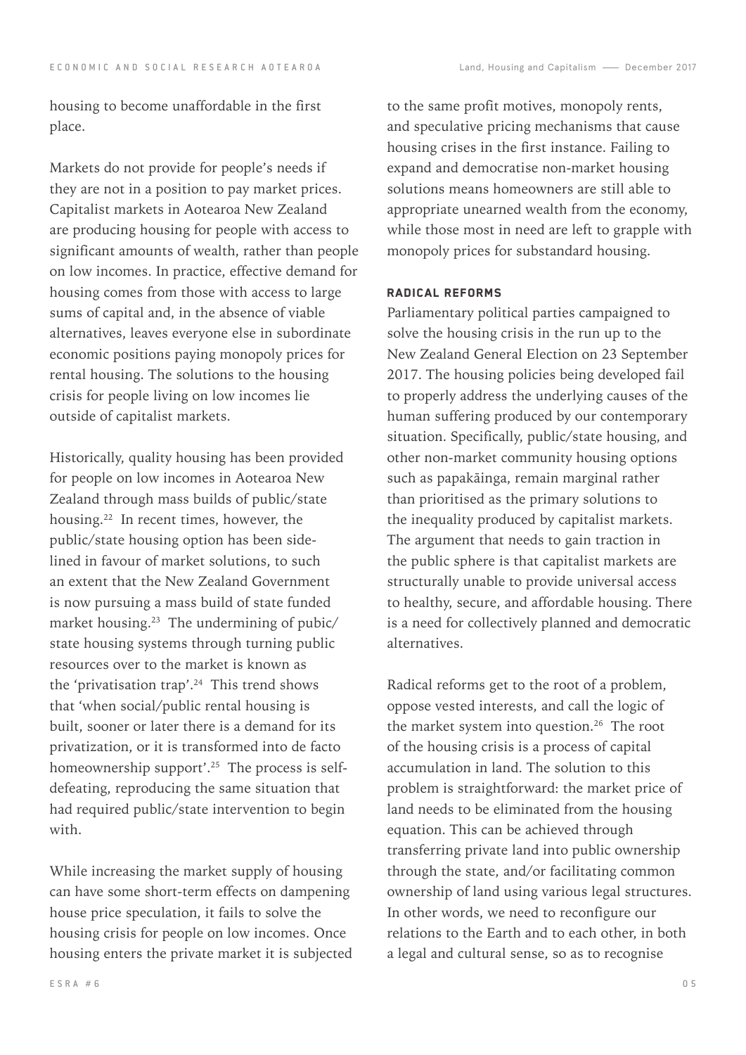housing to become unaffordable in the first place.

Markets do not provide for people's needs if they are not in a position to pay market prices. Capitalist markets in Aotearoa New Zealand are producing housing for people with access to significant amounts of wealth, rather than people on low incomes. In practice, effective demand for housing comes from those with access to large sums of capital and, in the absence of viable alternatives, leaves everyone else in subordinate economic positions paying monopoly prices for rental housing. The solutions to the housing crisis for people living on low incomes lie outside of capitalist markets.

Historically, quality housing has been provided for people on low incomes in Aotearoa New Zealand through mass builds of public/state housing.[22] In recent times, however, the public/state housing option has been side-lined in favour of market solutions, to such an extent that the New Zealand Government is now pursuing a mass build of state funded market housing.[23] The undermining of pubic/state housing systems through turning public resources over to the market is known as the 'privatisation trap'.[24] This trend shows that 'when social/public rental housing is built, sooner or later there is a demand for its privatization, or it is transformed into de facto homeownership support'.[25] The process is self-defeating, reproducing the same situation that had required public/state intervention to begin with.

While increasing the market supply of housing can have some short-term effects on dampening house price speculation, it fails to solve the housing crisis for people on low incomes. Once housing enters the private market it is subjected to the same profit motives, monopoly rents, and speculative pricing mechanisms that cause housing crises in the first instance. Failing to expand and democratise non-market housing solutions means homeowners are still able to appropriate unearned wealth from the economy, while those most in need are left to grapple with monopoly prices for substandard housing.

### RADICAL REFORMS

Parliamentary political parties campaigned to solve the housing crisis in the run up to the New Zealand General Election on 23 September 2017. The housing policies being developed fail to properly address the underlying causes of the human suffering produced by our contemporary situation. Specifically, public/state housing, and other non-market community housing options such as papakāinga, remain marginal rather than prioritised as the primary solutions to the inequality produced by capitalist markets. The argument that needs to gain traction in the public sphere is that capitalist markets are structurally unable to provide universal access to healthy, secure, and affordable housing. There is a need for collectively planned and democratic alternatives.

Radical reforms get to the root of a problem, oppose vested interests, and call the logic of the market system into question.[26] The root of the housing crisis is a process of capital accumulation in land. The solution to this problem is straightforward: the market price of land needs to be eliminated from the housing equation. This can be achieved through transferring private land into public ownership through the state, and/or facilitating common ownership of land using various legal structures. In other words, we need to reconfigure our relations to the Earth and to each other, in both a legal and cultural sense, so as to recognise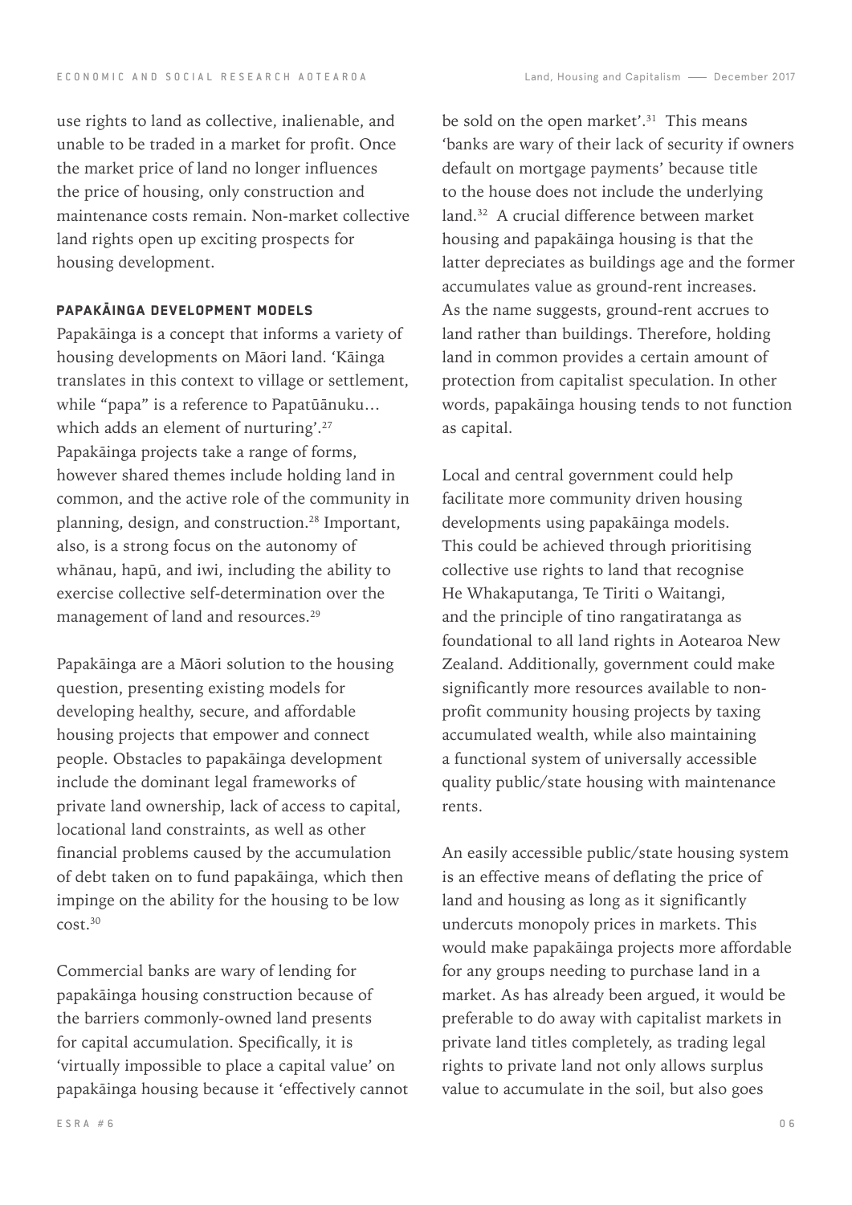use rights to land as collective, inalienable, and unable to be traded in a market for profit. Once the market price of land no longer influences the price of housing, only construction and maintenance costs remain. Non-market collective land rights open up exciting prospects for housing development.

### PAPAKĀINGA DEVELOPMENT MODELS

Papakāinga is a concept that informs a variety of housing developments on Māori land. 'Kāinga translates in this context to village or settlement, while "papa" is a reference to Papatūānuku… which adds an element of nurturing'.[27] Papakāinga projects take a range of forms, however shared themes include holding land in common, and the active role of the community in planning, design, and construction.[28] Important, also, is a strong focus on the autonomy of whānau, hapū, and iwi, including the ability to exercise collective self-determination over the management of land and resources.[29]

Papakāinga are a Māori solution to the housing question, presenting existing models for developing healthy, secure, and affordable housing projects that empower and connect people. Obstacles to papakāinga development include the dominant legal frameworks of private land ownership, lack of access to capital, locational land constraints, as well as other financial problems caused by the accumulation of debt taken on to fund papakāinga, which then impinge on the ability for the housing to be low cost.[30]

Commercial banks are wary of lending for papakāinga housing construction because of the barriers commonly-owned land presents for capital accumulation. Specifically, it is 'virtually impossible to place a capital value' on papakāinga housing because it 'effectively cannot be sold on the open market'.[31] This means 'banks are wary of their lack of security if owners default on mortgage payments' because title to the house does not include the underlying land.[32] A crucial difference between market housing and papakāinga housing is that the latter depreciates as buildings age and the former accumulates value as ground-rent increases. As the name suggests, ground-rent accrues to land rather than buildings. Therefore, holding land in common provides a certain amount of protection from capitalist speculation. In other words, papakāinga housing tends to not function as capital.

Local and central government could help facilitate more community driven housing developments using papakāinga models. This could be achieved through prioritising collective use rights to land that recognise He Whakaputanga, Te Tiriti o Waitangi, and the principle of tino rangatiratanga as foundational to all land rights in Aotearoa New Zealand. Additionally, government could make significantly more resources available to non-profit community housing projects by taxing accumulated wealth, while also maintaining a functional system of universally accessible quality public/state housing with maintenance rents.

An easily accessible public/state housing system is an effective means of deflating the price of land and housing as long as it significantly undercuts monopoly prices in markets. This would make papakāinga projects more affordable for any groups needing to purchase land in a market. As has already been argued, it would be preferable to do away with capitalist markets in private land titles completely, as trading legal rights to private land not only allows surplus value to accumulate in the soil, but also goes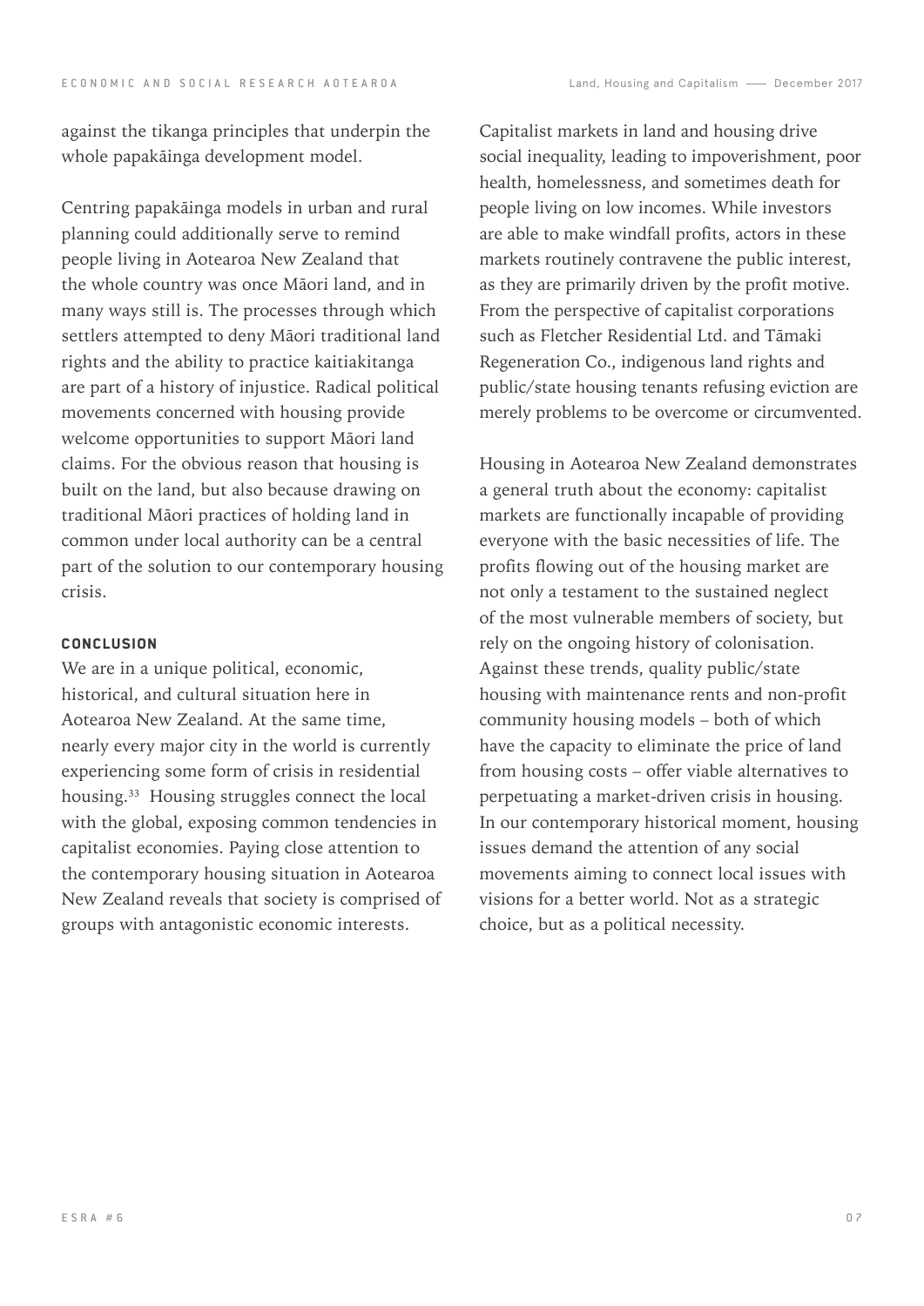against the tikanga principles that underpin the whole papakāinga development model.

Centring papakāinga models in urban and rural planning could additionally serve to remind people living in Aotearoa New Zealand that the whole country was once Māori land, and in many ways still is. The processes through which settlers attempted to deny Māori traditional land rights and the ability to practice kaitiakitanga are part of a history of injustice. Radical political movements concerned with housing provide welcome opportunities to support Māori land claims. For the obvious reason that housing is built on the land, but also because drawing on traditional Māori practices of holding land in common under local authority can be a central part of the solution to our contemporary housing crisis.

## CONCLUSION

We are in a unique political, economic, historical, and cultural situation here in Aotearoa New Zealand. At the same time, nearly every major city in the world is currently experiencing some form of crisis in residential housing.[33] Housing struggles connect the local with the global, exposing common tendencies in capitalist economies. Paying close attention to the contemporary housing situation in Aotearoa New Zealand reveals that society is comprised of groups with antagonistic economic interests.

Capitalist markets in land and housing drive social inequality, leading to impoverishment, poor health, homelessness, and sometimes death for people living on low incomes. While investors are able to make windfall profits, actors in these markets routinely contravene the public interest, as they are primarily driven by the profit motive. From the perspective of capitalist corporations such as Fletcher Residential Ltd. and Tāmaki Regeneration Co., indigenous land rights and public/state housing tenants refusing eviction are merely problems to be overcome or circumvented.

Housing in Aotearoa New Zealand demonstrates a general truth about the economy: capitalist markets are functionally incapable of providing everyone with the basic necessities of life. The profits flowing out of the housing market are not only a testament to the sustained neglect of the most vulnerable members of society, but rely on the ongoing history of colonisation. Against these trends, quality public/state housing with maintenance rents and non-profit community housing models – both of which have the capacity to eliminate the price of land from housing costs – offer viable alternatives to perpetuating a market-driven crisis in housing. In our contemporary historical moment, housing issues demand the attention of any social movements aiming to connect local issues with visions for a better world. Not as a strategic choice, but as a political necessity.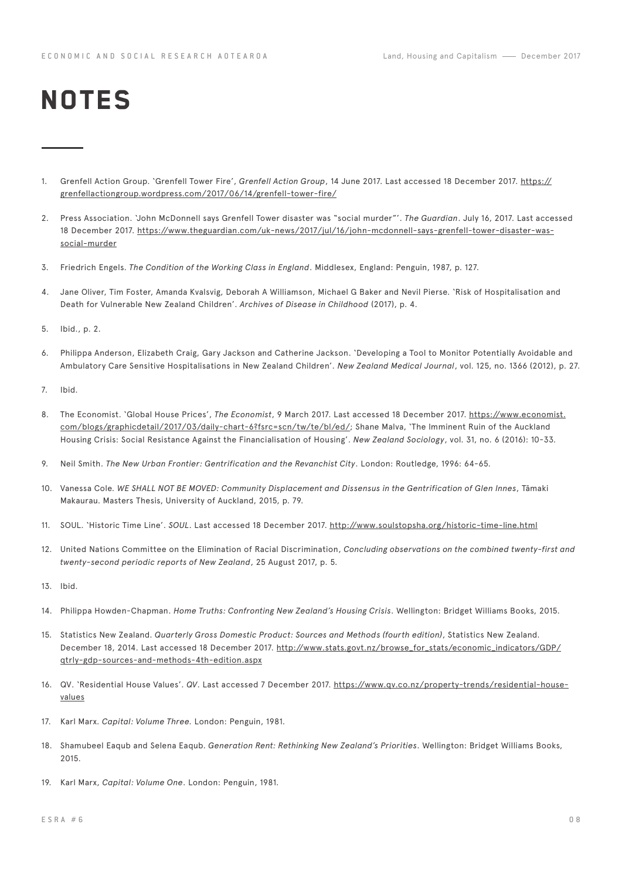# NOTES

1. Grenfell Action Group. 'Grenfell Tower Fire', *Grenfell Action Group*, 14 June 2017. Last accessed 18 December 2017. https://grenfellactiongroup.wordpress.com/2017/06/14/grenfell-tower-fire/

2. Press Association. 'John McDonnell says Grenfell Tower disaster was "social murder"'. *The Guardian*. July 16, 2017. Last accessed 18 December 2017. https://www.theguardian.com/uk-news/2017/jul/16/john-mcdonnell-says-grenfell-tower-disaster-was-social-murder

3. Friedrich Engels. *The Condition of the Working Class in England*. Middlesex, England: Penguin, 1987, p. 127.

4. Jane Oliver, Tim Foster, Amanda Kvalsvig, Deborah A Williamson, Michael G Baker and Nevil Pierse. 'Risk of Hospitalisation and Death for Vulnerable New Zealand Children'. *Archives of Disease in Childhood* (2017), p. 4.

5. Ibid., p. 2.

6. Philippa Anderson, Elizabeth Craig, Gary Jackson and Catherine Jackson. 'Developing a Tool to Monitor Potentially Avoidable and Ambulatory Care Sensitive Hospitalisations in New Zealand Children'. *New Zealand Medical Journal*, vol. 125, no. 1366 (2012), p. 27.

7. Ibid.

8. The Economist. 'Global House Prices', *The Economist*, 9 March 2017. Last accessed 18 December 2017. https://www.economist.com/blogs/graphicdetail/2017/03/daily-chart-6?fsrc=scn/tw/te/bl/ed/; Shane Malva, 'The Imminent Ruin of the Auckland Housing Crisis: Social Resistance Against the Financialisation of Housing'. *New Zealand Sociology*, vol. 31, no. 6 (2016): 10-33.

9. Neil Smith. *The New Urban Frontier: Gentrification and the Revanchist City*. London: Routledge, 1996: 64-65.

10. Vanessa Cole. *WE SHALL NOT BE MOVED: Community Displacement and Dissensus in the Gentrification of Glen Innes*, Tāmaki Makaurau. Masters Thesis, University of Auckland, 2015, p. 79.

11. SOUL. 'Historic Time Line'. *SOUL*. Last accessed 18 December 2017. http://www.soulstopsha.org/historic-time-line.html

12. United Nations Committee on the Elimination of Racial Discrimination, *Concluding observations on the combined twenty-first and twenty-second periodic reports of New Zealand*, 25 August 2017, p. 5.

13. Ibid.

14. Philippa Howden-Chapman. *Home Truths: Confronting New Zealand's Housing Crisis*. Wellington: Bridget Williams Books, 2015.

15. Statistics New Zealand. *Quarterly Gross Domestic Product: Sources and Methods (fourth edition)*, Statistics New Zealand. December 18, 2014. Last accessed 18 December 2017. http://www.stats.govt.nz/browse_for_stats/economic_indicators/GDP/qtrly-gdp-sources-and-methods-4th-edition.aspx

16. QV. 'Residential House Values'. *QV*. Last accessed 7 December 2017. https://www.qv.co.nz/property-trends/residential-house-values

17. Karl Marx. *Capital: Volume Three.* London: Penguin, 1981.

18. Shamubeel Eaqub and Selena Eaqub. *Generation Rent: Rethinking New Zealand's Priorities*. Wellington: Bridget Williams Books, 2015.

19. Karl Marx, *Capital: Volume One*. London: Penguin, 1981.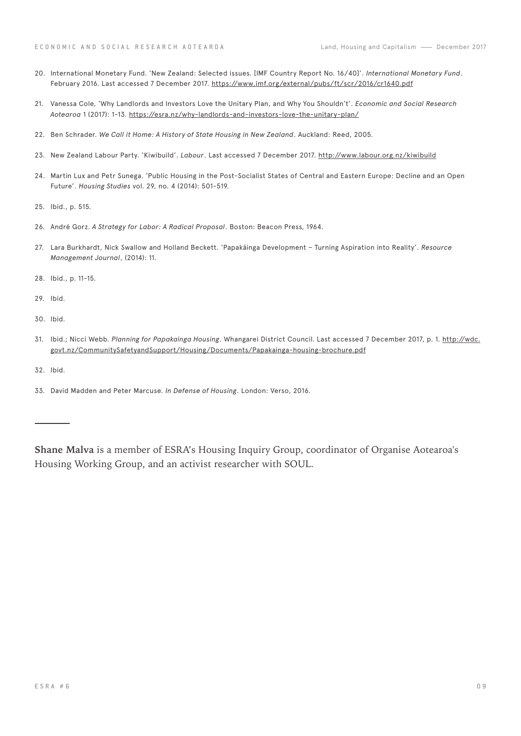20. International Monetary Fund. 'New Zealand: Selected issues. [IMF Country Report No. 16/40]'. *International Monetary Fund*. February 2016. Last accessed 7 December 2017. https://www.imf.org/external/pubs/ft/scr/2016/cr1640.pdf

21. Vanessa Cole, 'Why Landlords and Investors Love the Unitary Plan, and Why You Shouldn't'. *Economic and Social Research Aotearoa* 1 (2017): 1-13. https://esra.nz/why-landlords-and-investors-love-the-unitary-plan/

22. Ben Schrader. *We Call it Home: A History of State Housing in New Zealand*. Auckland: Reed, 2005.

23. New Zealand Labour Party. 'Kiwibuild'. *Labour*. Last accessed 7 December 2017. http://www.labour.org.nz/kiwibuild

24. Martin Lux and Petr Sunega. 'Public Housing in the Post-Socialist States of Central and Eastern Europe: Decline and an Open Future'. *Housing Studies* vol. 29, no. 4 (2014): 501-519.

25. Ibid., p. 515.

26. André Gorz. *A Strategy for Labor: A Radical Proposal*. Boston: Beacon Press, 1964.

27. Lara Burkhardt, Nick Swallow and Holland Beckett. 'Papakāinga Development – Turning Aspiration into Reality'. *Resource Management Journal*, (2014): 11.

28. Ibid., p. 11-15.

29. Ibid.

30. Ibid.

31. Ibid.; Nicci Webb. *Planning for Papakainga Housing*. Whangarei District Council. Last accessed 7 December 2017, p. 1. http://wdc.govt.nz/CommunitySafetyandSupport/Housing/Documents/Papakainga-housing-brochure.pdf

32. Ibid.

33. David Madden and Peter Marcuse. *In Defense of Housing*. London: Verso, 2016.

---

**Shane Malva** is a member of ESRA's Housing Inquiry Group, coordinator of Organise Aotearoa's Housing Working Group, and an activist researcher with SOUL.